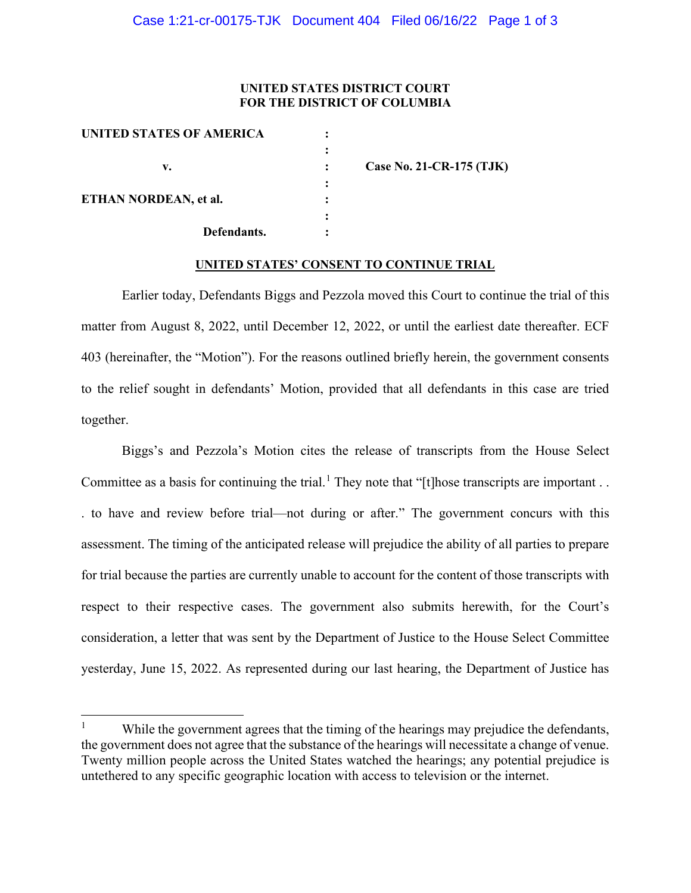**UNITED STATES DISTRICT COURT**
**FOR THE DISTRICT OF COLUMBIA**

| | | |
|---|---|---|
| **UNITED STATES OF AMERICA** | : | |
| | : | |
| **v.** | : | **Case No. 21-CR-175 (TJK)** |
| | : | |
| **ETHAN NORDEAN, et al.** | : | |
| | : | |
| **Defendants.** | : | |

**UNITED STATES' CONSENT TO CONTINUE TRIAL**

Earlier today, Defendants Biggs and Pezzola moved this Court to continue the trial of this matter from August 8, 2022, until December 12, 2022, or until the earliest date thereafter. ECF 403 (hereinafter, the "Motion"). For the reasons outlined briefly herein, the government consents to the relief sought in defendants' Motion, provided that all defendants in this case are tried together.

Biggs's and Pezzola's Motion cites the release of transcripts from the House Select Committee as a basis for continuing the trial.[1] They note that "[t]hose transcripts are important . . . to have and review before trial—not during or after." The government concurs with this assessment. The timing of the anticipated release will prejudice the ability of all parties to prepare for trial because the parties are currently unable to account for the content of those transcripts with respect to their respective cases. The government also submits herewith, for the Court's consideration, a letter that was sent by the Department of Justice to the House Select Committee yesterday, June 15, 2022. As represented during our last hearing, the Department of Justice has

[1] While the government agrees that the timing of the hearings may prejudice the defendants, the government does not agree that the substance of the hearings will necessitate a change of venue. Twenty million people across the United States watched the hearings; any potential prejudice is untethered to any specific geographic location with access to television or the internet.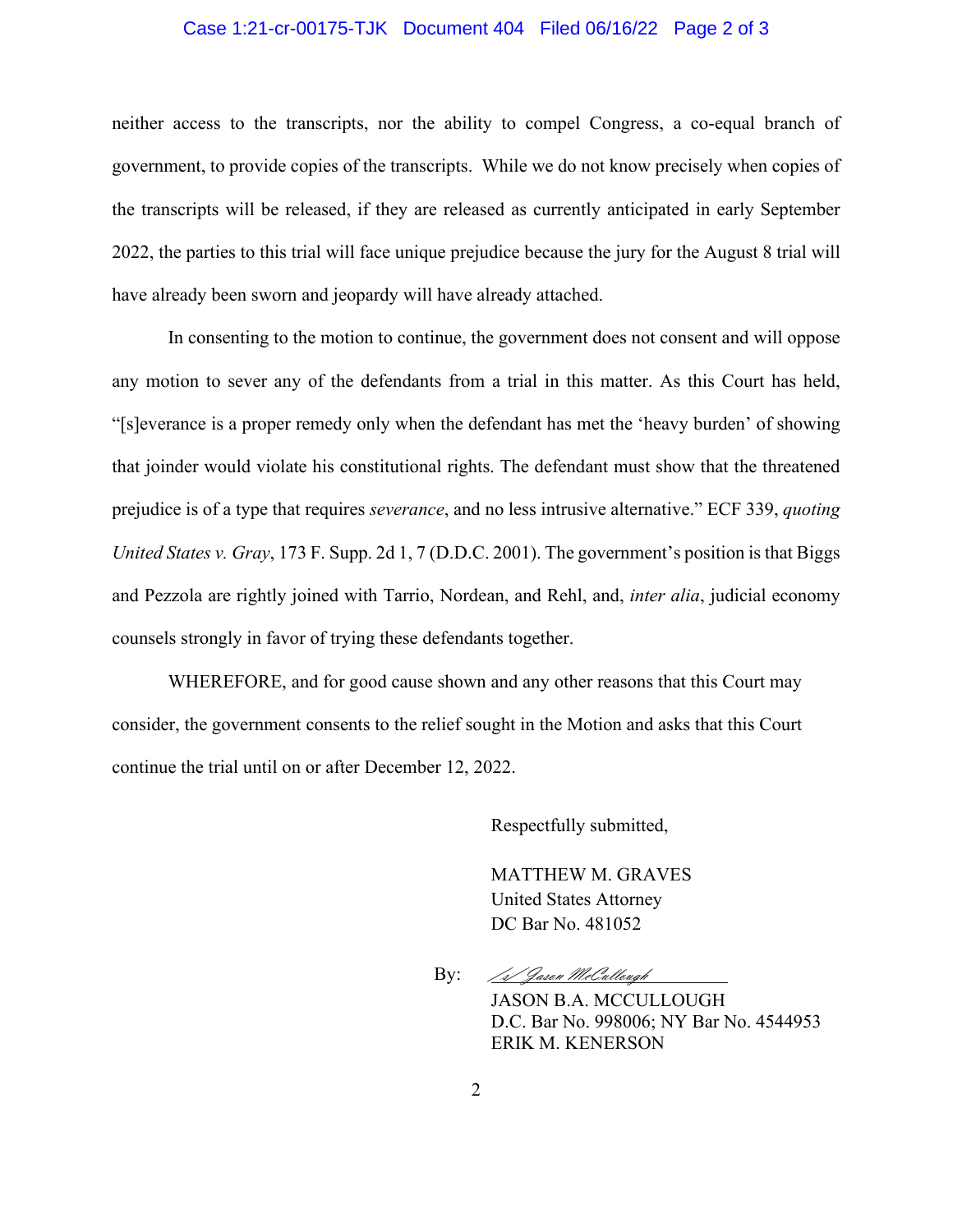neither access to the transcripts, nor the ability to compel Congress, a co-equal branch of government, to provide copies of the transcripts. While we do not know precisely when copies of the transcripts will be released, if they are released as currently anticipated in early September 2022, the parties to this trial will face unique prejudice because the jury for the August 8 trial will have already been sworn and jeopardy will have already attached.

In consenting to the motion to continue, the government does not consent and will oppose any motion to sever any of the defendants from a trial in this matter. As this Court has held, "[s]everance is a proper remedy only when the defendant has met the 'heavy burden' of showing that joinder would violate his constitutional rights. The defendant must show that the threatened prejudice is of a type that requires *severance*, and no less intrusive alternative." ECF 339, *quoting United States v. Gray*, 173 F. Supp. 2d 1, 7 (D.D.C. 2001). The government's position is that Biggs and Pezzola are rightly joined with Tarrio, Nordean, and Rehl, and, *inter alia*, judicial economy counsels strongly in favor of trying these defendants together.

WHEREFORE, and for good cause shown and any other reasons that this Court may consider, the government consents to the relief sought in the Motion and asks that this Court continue the trial until on or after December 12, 2022.

Respectfully submitted,

MATTHEW M. GRAVES
United States Attorney
DC Bar No. 481052

By: /s/ Jason McCullough
JASON B.A. MCCULLOUGH
D.C. Bar No. 998006; NY Bar No. 4544953
ERIK M. KENERSON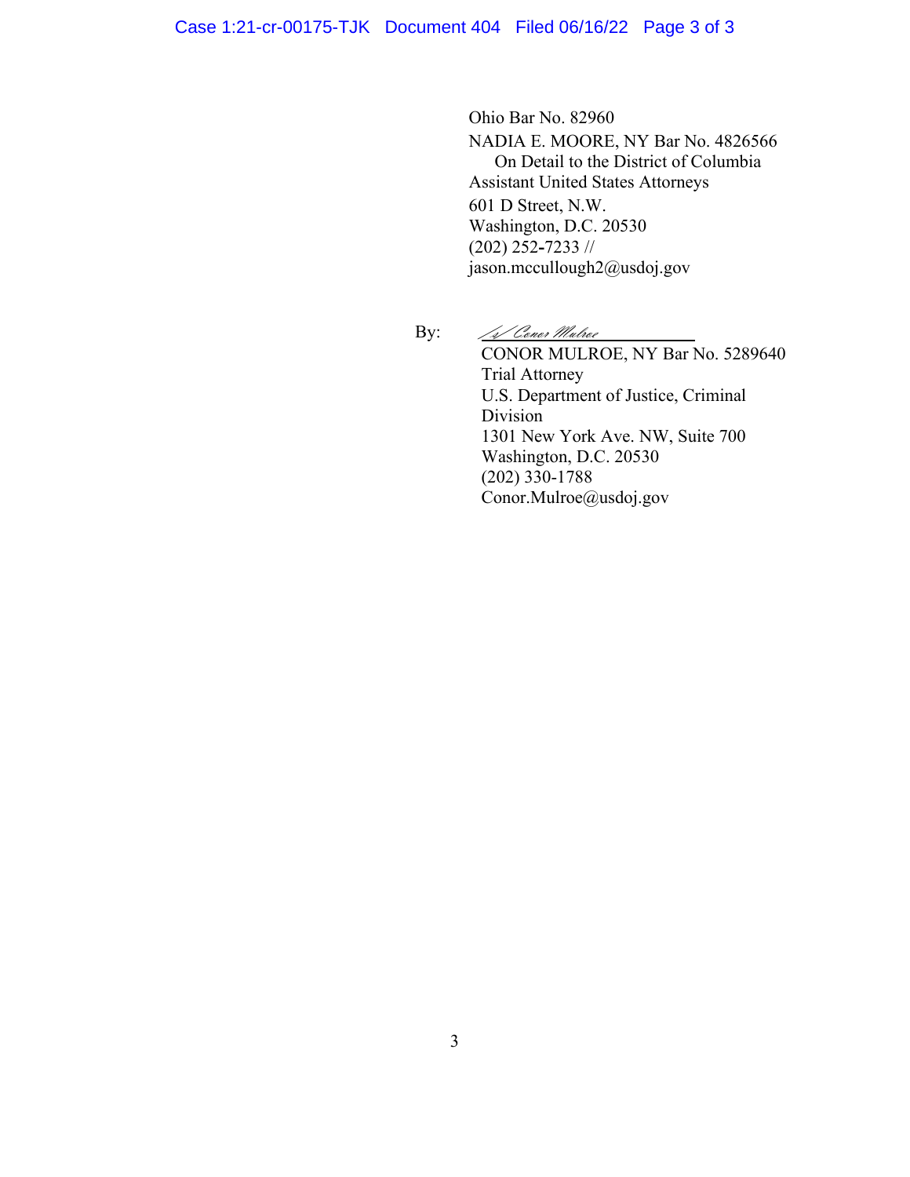Ohio Bar No. 82960
NADIA E. MOORE, NY Bar No. 4826566
On Detail to the District of Columbia
Assistant United States Attorneys
601 D Street, N.W.
Washington, D.C. 20530
(202) 252-7233 //
jason.mccullough2@usdoj.gov

By: /s/ Conor Mulroe
CONOR MULROE, NY Bar No. 5289640
Trial Attorney
U.S. Department of Justice, Criminal Division
1301 New York Ave. NW, Suite 700
Washington, D.C. 20530
(202) 330-1788
Conor.Mulroe@usdoj.gov